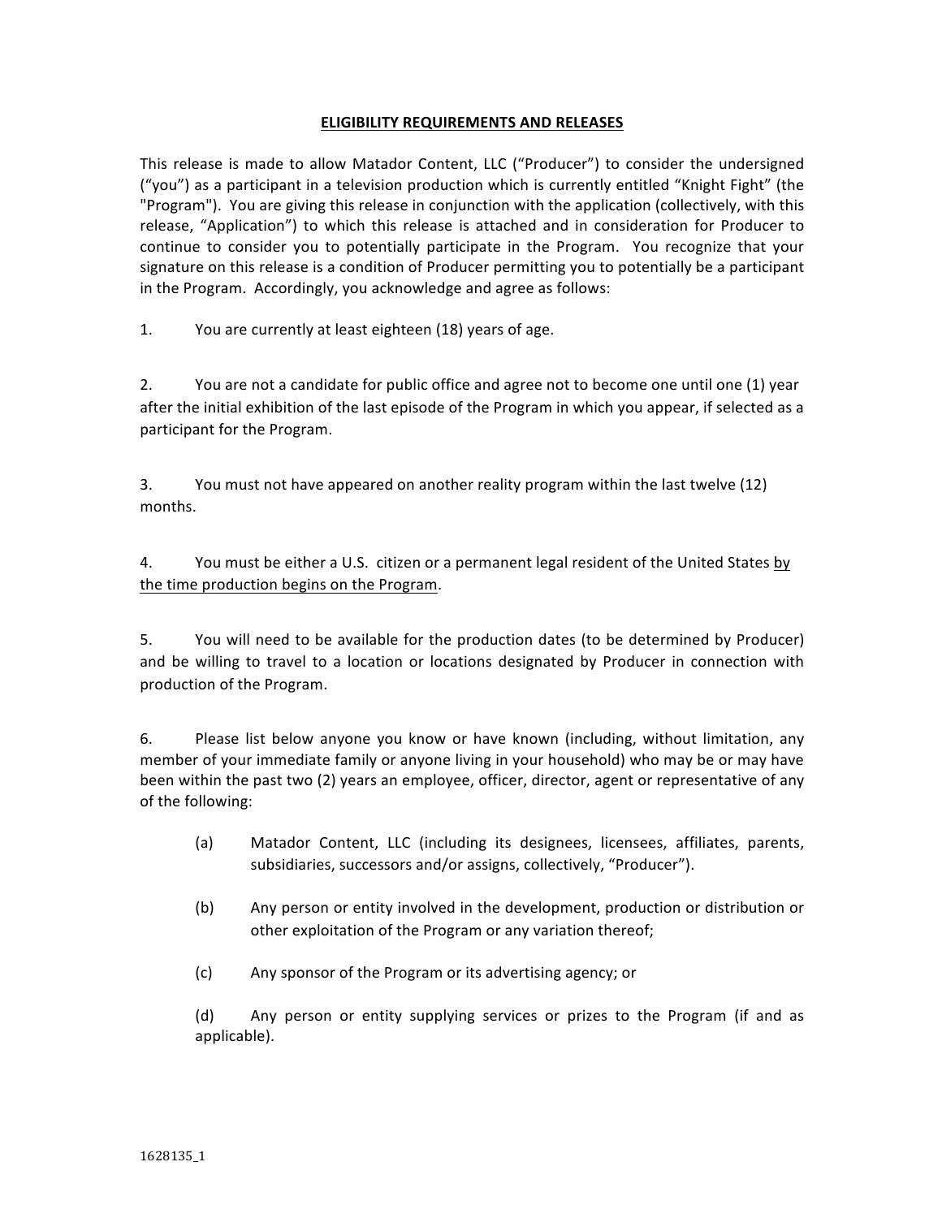## ELIGIBILITY REQUIREMENTS AND RELEASES

This release is made to allow Matador Content, LLC ("Producer") to consider the undersigned ("you") as a participant in a television production which is currently entitled "Knight Fight" (the "Program"). You are giving this release in conjunction with the application (collectively, with this release, "Application") to which this release is attached and in consideration for Producer to continue to consider you to potentially participate in the Program. You recognize that your signature on this release is a condition of Producer permitting you to potentially be a participant in the Program. Accordingly, you acknowledge and agree as follows:

1. You are currently at least eighteen (18) years of age.

2. You are not a candidate for public office and agree not to become one until one (1) year after the initial exhibition of the last episode of the Program in which you appear, if selected as a participant for the Program.

3. You must not have appeared on another reality program within the last twelve (12) months.

4. You must be either a U.S. citizen or a permanent legal resident of the United States <u>by the time production begins on the Program</u>.

5. You will need to be available for the production dates (to be determined by Producer) and be willing to travel to a location or locations designated by Producer in connection with production of the Program.

6. Please list below anyone you know or have known (including, without limitation, any member of your immediate family or anyone living in your household) who may be or may have been within the past two (2) years an employee, officer, director, agent or representative of any of the following:

   (a) Matador Content, LLC (including its designees, licensees, affiliates, parents, subsidiaries, successors and/or assigns, collectively, "Producer").

   (b) Any person or entity involved in the development, production or distribution or other exploitation of the Program or any variation thereof;

   (c) Any sponsor of the Program or its advertising agency; or

   (d) Any person or entity supplying services or prizes to the Program (if and as applicable).

1628135_1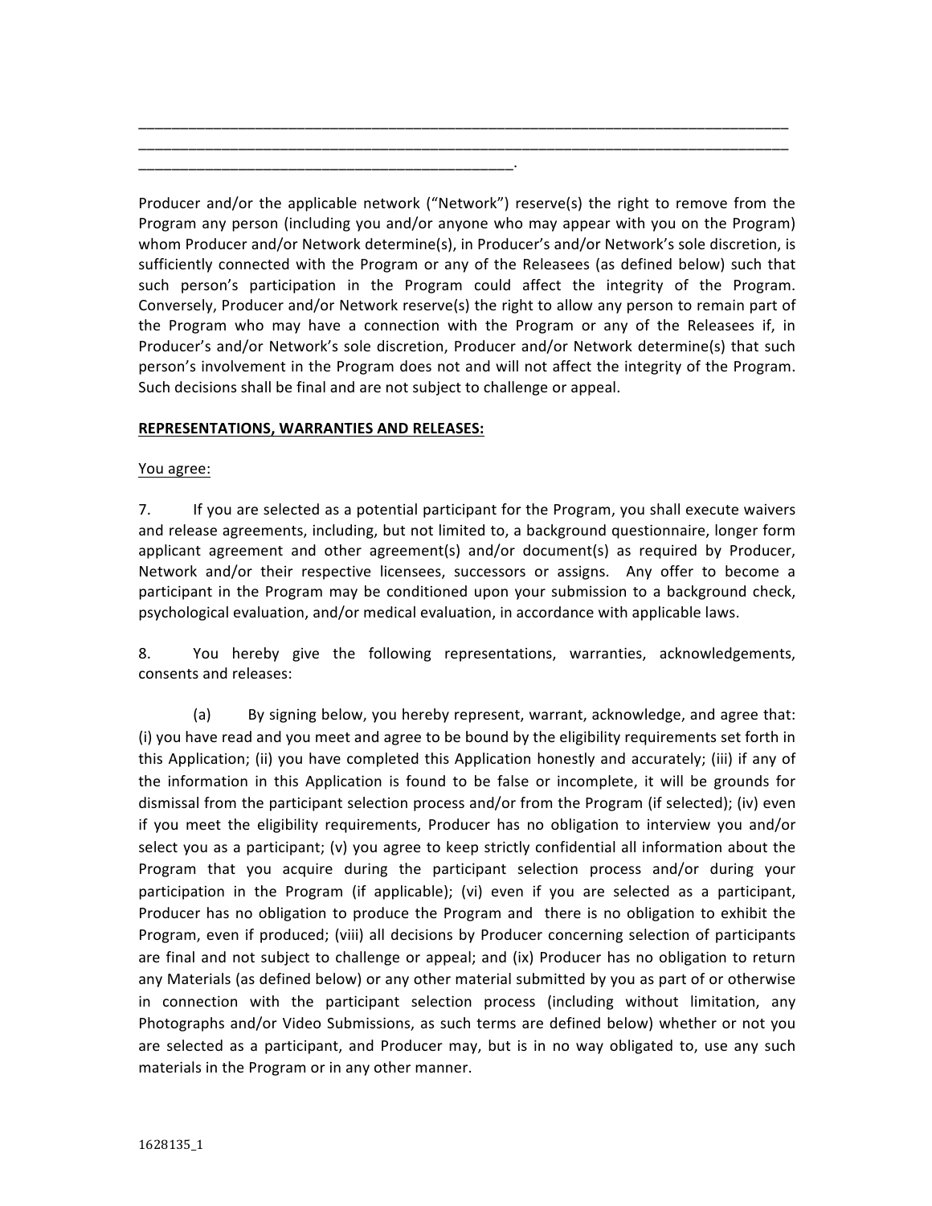\_\_\_\_\_\_\_\_\_\_\_\_\_\_\_\_\_\_\_\_\_\_\_\_\_\_\_\_\_\_\_\_\_\_\_\_\_\_\_\_\_\_\_\_\_\_\_\_\_\_\_\_\_\_\_\_\_\_\_\_\_\_\_\_\_\_\_\_\_\_\_\_\_\_\_\_\_\_\_\_\_\_
\_\_\_\_\_\_\_\_\_\_\_\_\_\_\_\_\_\_\_\_\_\_\_\_\_\_\_\_\_\_\_\_\_\_\_\_\_\_\_\_\_\_\_\_\_\_\_\_\_\_\_\_\_\_\_\_\_\_\_\_\_\_\_\_\_\_\_\_\_\_\_\_\_\_\_\_\_\_\_\_\_\_
\_\_\_\_\_\_\_\_\_\_\_\_\_\_\_\_\_\_\_\_\_\_\_\_\_\_\_\_\_\_\_\_\_\_\_\_\_\_\_\_\_\_\_\_\_\_\_\_.

Producer and/or the applicable network ("Network") reserve(s) the right to remove from the Program any person (including you and/or anyone who may appear with you on the Program) whom Producer and/or Network determine(s), in Producer's and/or Network's sole discretion, is sufficiently connected with the Program or any of the Releasees (as defined below) such that such person's participation in the Program could affect the integrity of the Program. Conversely, Producer and/or Network reserve(s) the right to allow any person to remain part of the Program who may have a connection with the Program or any of the Releasees if, in Producer's and/or Network's sole discretion, Producer and/or Network determine(s) that such person's involvement in the Program does not and will not affect the integrity of the Program. Such decisions shall be final and are not subject to challenge or appeal.

**REPRESENTATIONS, WARRANTIES AND RELEASES:**

You agree:

7. If you are selected as a potential participant for the Program, you shall execute waivers and release agreements, including, but not limited to, a background questionnaire, longer form applicant agreement and other agreement(s) and/or document(s) as required by Producer, Network and/or their respective licensees, successors or assigns. Any offer to become a participant in the Program may be conditioned upon your submission to a background check, psychological evaluation, and/or medical evaluation, in accordance with applicable laws.

8. You hereby give the following representations, warranties, acknowledgements, consents and releases:

(a) By signing below, you hereby represent, warrant, acknowledge, and agree that: (i) you have read and you meet and agree to be bound by the eligibility requirements set forth in this Application; (ii) you have completed this Application honestly and accurately; (iii) if any of the information in this Application is found to be false or incomplete, it will be grounds for dismissal from the participant selection process and/or from the Program (if selected); (iv) even if you meet the eligibility requirements, Producer has no obligation to interview you and/or select you as a participant; (v) you agree to keep strictly confidential all information about the Program that you acquire during the participant selection process and/or during your participation in the Program (if applicable); (vi) even if you are selected as a participant, Producer has no obligation to produce the Program and there is no obligation to exhibit the Program, even if produced; (viii) all decisions by Producer concerning selection of participants are final and not subject to challenge or appeal; and (ix) Producer has no obligation to return any Materials (as defined below) or any other material submitted by you as part of or otherwise in connection with the participant selection process (including without limitation, any Photographs and/or Video Submissions, as such terms are defined below) whether or not you are selected as a participant, and Producer may, but is in no way obligated to, use any such materials in the Program or in any other manner.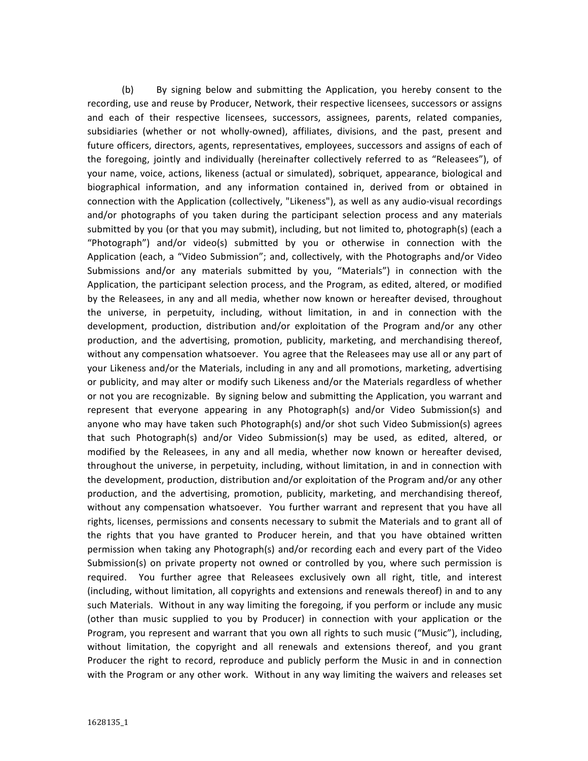(b) By signing below and submitting the Application, you hereby consent to the recording, use and reuse by Producer, Network, their respective licensees, successors or assigns and each of their respective licensees, successors, assignees, parents, related companies, subsidiaries (whether or not wholly-owned), affiliates, divisions, and the past, present and future officers, directors, agents, representatives, employees, successors and assigns of each of the foregoing, jointly and individually (hereinafter collectively referred to as "Releasees"), of your name, voice, actions, likeness (actual or simulated), sobriquet, appearance, biological and biographical information, and any information contained in, derived from or obtained in connection with the Application (collectively, "Likeness"), as well as any audio-visual recordings and/or photographs of you taken during the participant selection process and any materials submitted by you (or that you may submit), including, but not limited to, photograph(s) (each a "Photograph") and/or video(s) submitted by you or otherwise in connection with the Application (each, a "Video Submission"; and, collectively, with the Photographs and/or Video Submissions and/or any materials submitted by you, "Materials") in connection with the Application, the participant selection process, and the Program, as edited, altered, or modified by the Releasees, in any and all media, whether now known or hereafter devised, throughout the universe, in perpetuity, including, without limitation, in and in connection with the development, production, distribution and/or exploitation of the Program and/or any other production, and the advertising, promotion, publicity, marketing, and merchandising thereof, without any compensation whatsoever. You agree that the Releasees may use all or any part of your Likeness and/or the Materials, including in any and all promotions, marketing, advertising or publicity, and may alter or modify such Likeness and/or the Materials regardless of whether or not you are recognizable. By signing below and submitting the Application, you warrant and represent that everyone appearing in any Photograph(s) and/or Video Submission(s) and anyone who may have taken such Photograph(s) and/or shot such Video Submission(s) agrees that such Photograph(s) and/or Video Submission(s) may be used, as edited, altered, or modified by the Releasees, in any and all media, whether now known or hereafter devised, throughout the universe, in perpetuity, including, without limitation, in and in connection with the development, production, distribution and/or exploitation of the Program and/or any other production, and the advertising, promotion, publicity, marketing, and merchandising thereof, without any compensation whatsoever. You further warrant and represent that you have all rights, licenses, permissions and consents necessary to submit the Materials and to grant all of the rights that you have granted to Producer herein, and that you have obtained written permission when taking any Photograph(s) and/or recording each and every part of the Video Submission(s) on private property not owned or controlled by you, where such permission is required. You further agree that Releasees exclusively own all right, title, and interest (including, without limitation, all copyrights and extensions and renewals thereof) in and to any such Materials. Without in any way limiting the foregoing, if you perform or include any music (other than music supplied to you by Producer) in connection with your application or the Program, you represent and warrant that you own all rights to such music ("Music"), including, without limitation, the copyright and all renewals and extensions thereof, and you grant Producer the right to record, reproduce and publicly perform the Music in and in connection with the Program or any other work. Without in any way limiting the waivers and releases set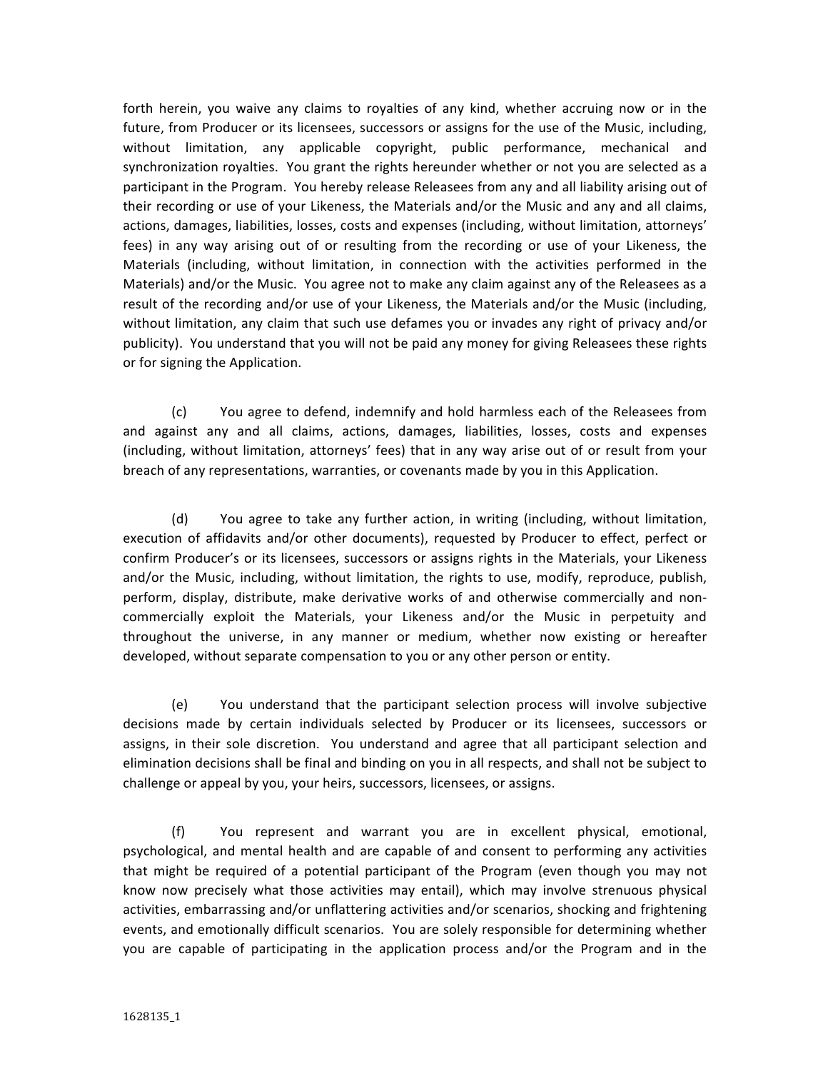forth herein, you waive any claims to royalties of any kind, whether accruing now or in the future, from Producer or its licensees, successors or assigns for the use of the Music, including, without limitation, any applicable copyright, public performance, mechanical and synchronization royalties. You grant the rights hereunder whether or not you are selected as a participant in the Program. You hereby release Releasees from any and all liability arising out of their recording or use of your Likeness, the Materials and/or the Music and any and all claims, actions, damages, liabilities, losses, costs and expenses (including, without limitation, attorneys' fees) in any way arising out of or resulting from the recording or use of your Likeness, the Materials (including, without limitation, in connection with the activities performed in the Materials) and/or the Music. You agree not to make any claim against any of the Releasees as a result of the recording and/or use of your Likeness, the Materials and/or the Music (including, without limitation, any claim that such use defames you or invades any right of privacy and/or publicity). You understand that you will not be paid any money for giving Releasees these rights or for signing the Application.

(c) You agree to defend, indemnify and hold harmless each of the Releasees from and against any and all claims, actions, damages, liabilities, losses, costs and expenses (including, without limitation, attorneys' fees) that in any way arise out of or result from your breach of any representations, warranties, or covenants made by you in this Application.

(d) You agree to take any further action, in writing (including, without limitation, execution of affidavits and/or other documents), requested by Producer to effect, perfect or confirm Producer's or its licensees, successors or assigns rights in the Materials, your Likeness and/or the Music, including, without limitation, the rights to use, modify, reproduce, publish, perform, display, distribute, make derivative works of and otherwise commercially and non-commercially exploit the Materials, your Likeness and/or the Music in perpetuity and throughout the universe, in any manner or medium, whether now existing or hereafter developed, without separate compensation to you or any other person or entity.

(e) You understand that the participant selection process will involve subjective decisions made by certain individuals selected by Producer or its licensees, successors or assigns, in their sole discretion. You understand and agree that all participant selection and elimination decisions shall be final and binding on you in all respects, and shall not be subject to challenge or appeal by you, your heirs, successors, licensees, or assigns.

(f) You represent and warrant you are in excellent physical, emotional, psychological, and mental health and are capable of and consent to performing any activities that might be required of a potential participant of the Program (even though you may not know now precisely what those activities may entail), which may involve strenuous physical activities, embarrassing and/or unflattering activities and/or scenarios, shocking and frightening events, and emotionally difficult scenarios. You are solely responsible for determining whether you are capable of participating in the application process and/or the Program and in the

1628135_1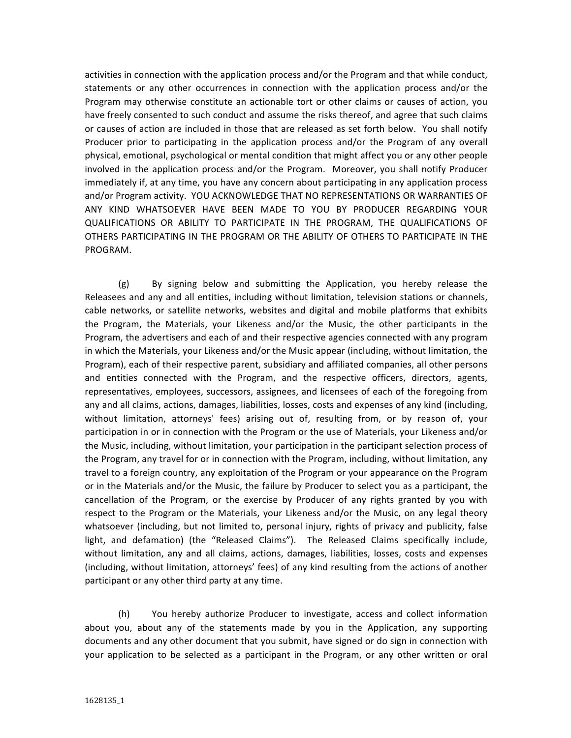activities in connection with the application process and/or the Program and that while conduct, statements or any other occurrences in connection with the application process and/or the Program may otherwise constitute an actionable tort or other claims or causes of action, you have freely consented to such conduct and assume the risks thereof, and agree that such claims or causes of action are included in those that are released as set forth below. You shall notify Producer prior to participating in the application process and/or the Program of any overall physical, emotional, psychological or mental condition that might affect you or any other people involved in the application process and/or the Program. Moreover, you shall notify Producer immediately if, at any time, you have any concern about participating in any application process and/or Program activity. YOU ACKNOWLEDGE THAT NO REPRESENTATIONS OR WARRANTIES OF ANY KIND WHATSOEVER HAVE BEEN MADE TO YOU BY PRODUCER REGARDING YOUR QUALIFICATIONS OR ABILITY TO PARTICIPATE IN THE PROGRAM, THE QUALIFICATIONS OF OTHERS PARTICIPATING IN THE PROGRAM OR THE ABILITY OF OTHERS TO PARTICIPATE IN THE PROGRAM.

(g) By signing below and submitting the Application, you hereby release the Releasees and any and all entities, including without limitation, television stations or channels, cable networks, or satellite networks, websites and digital and mobile platforms that exhibits the Program, the Materials, your Likeness and/or the Music, the other participants in the Program, the advertisers and each of and their respective agencies connected with any program in which the Materials, your Likeness and/or the Music appear (including, without limitation, the Program), each of their respective parent, subsidiary and affiliated companies, all other persons and entities connected with the Program, and the respective officers, directors, agents, representatives, employees, successors, assignees, and licensees of each of the foregoing from any and all claims, actions, damages, liabilities, losses, costs and expenses of any kind (including, without limitation, attorneys' fees) arising out of, resulting from, or by reason of, your participation in or in connection with the Program or the use of Materials, your Likeness and/or the Music, including, without limitation, your participation in the participant selection process of the Program, any travel for or in connection with the Program, including, without limitation, any travel to a foreign country, any exploitation of the Program or your appearance on the Program or in the Materials and/or the Music, the failure by Producer to select you as a participant, the cancellation of the Program, or the exercise by Producer of any rights granted by you with respect to the Program or the Materials, your Likeness and/or the Music, on any legal theory whatsoever (including, but not limited to, personal injury, rights of privacy and publicity, false light, and defamation) (the "Released Claims"). The Released Claims specifically include, without limitation, any and all claims, actions, damages, liabilities, losses, costs and expenses (including, without limitation, attorneys' fees) of any kind resulting from the actions of another participant or any other third party at any time.

(h) You hereby authorize Producer to investigate, access and collect information about you, about any of the statements made by you in the Application, any supporting documents and any other document that you submit, have signed or do sign in connection with your application to be selected as a participant in the Program, or any other written or oral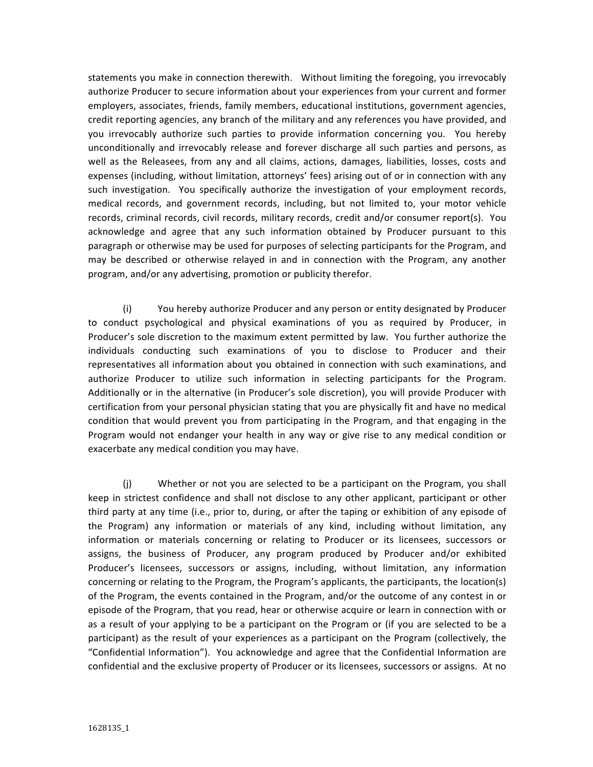statements you make in connection therewith. Without limiting the foregoing, you irrevocably authorize Producer to secure information about your experiences from your current and former employers, associates, friends, family members, educational institutions, government agencies, credit reporting agencies, any branch of the military and any references you have provided, and you irrevocably authorize such parties to provide information concerning you. You hereby unconditionally and irrevocably release and forever discharge all such parties and persons, as well as the Releasees, from any and all claims, actions, damages, liabilities, losses, costs and expenses (including, without limitation, attorneys' fees) arising out of or in connection with any such investigation. You specifically authorize the investigation of your employment records, medical records, and government records, including, but not limited to, your motor vehicle records, criminal records, civil records, military records, credit and/or consumer report(s). You acknowledge and agree that any such information obtained by Producer pursuant to this paragraph or otherwise may be used for purposes of selecting participants for the Program, and may be described or otherwise relayed in and in connection with the Program, any another program, and/or any advertising, promotion or publicity therefor.

(i) You hereby authorize Producer and any person or entity designated by Producer to conduct psychological and physical examinations of you as required by Producer, in Producer's sole discretion to the maximum extent permitted by law. You further authorize the individuals conducting such examinations of you to disclose to Producer and their representatives all information about you obtained in connection with such examinations, and authorize Producer to utilize such information in selecting participants for the Program. Additionally or in the alternative (in Producer's sole discretion), you will provide Producer with certification from your personal physician stating that you are physically fit and have no medical condition that would prevent you from participating in the Program, and that engaging in the Program would not endanger your health in any way or give rise to any medical condition or exacerbate any medical condition you may have.

(j) Whether or not you are selected to be a participant on the Program, you shall keep in strictest confidence and shall not disclose to any other applicant, participant or other third party at any time (i.e., prior to, during, or after the taping or exhibition of any episode of the Program) any information or materials of any kind, including without limitation, any information or materials concerning or relating to Producer or its licensees, successors or assigns, the business of Producer, any program produced by Producer and/or exhibited Producer's licensees, successors or assigns, including, without limitation, any information concerning or relating to the Program, the Program's applicants, the participants, the location(s) of the Program, the events contained in the Program, and/or the outcome of any contest in or episode of the Program, that you read, hear or otherwise acquire or learn in connection with or as a result of your applying to be a participant on the Program or (if you are selected to be a participant) as the result of your experiences as a participant on the Program (collectively, the "Confidential Information"). You acknowledge and agree that the Confidential Information are confidential and the exclusive property of Producer or its licensees, successors or assigns. At no

1628135_1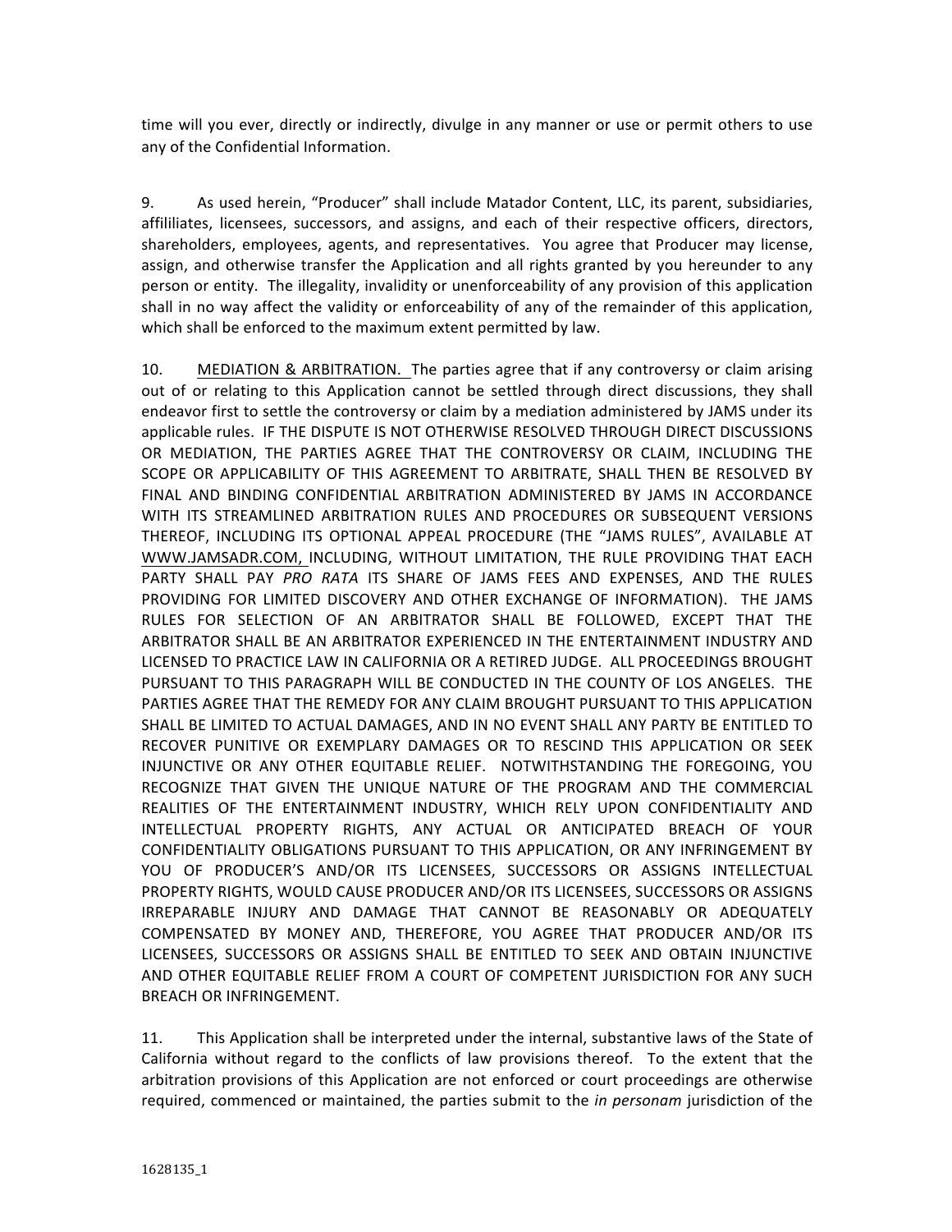time will you ever, directly or indirectly, divulge in any manner or use or permit others to use any of the Confidential Information.

9. As used herein, "Producer" shall include Matador Content, LLC, its parent, subsidiaries, affililiates, licensees, successors, and assigns, and each of their respective officers, directors, shareholders, employees, agents, and representatives. You agree that Producer may license, assign, and otherwise transfer the Application and all rights granted by you hereunder to any person or entity. The illegality, invalidity or unenforceability of any provision of this application shall in no way affect the validity or enforceability of any of the remainder of this application, which shall be enforced to the maximum extent permitted by law.

10. MEDIATION & ARBITRATION. The parties agree that if any controversy or claim arising out of or relating to this Application cannot be settled through direct discussions, they shall endeavor first to settle the controversy or claim by a mediation administered by JAMS under its applicable rules. IF THE DISPUTE IS NOT OTHERWISE RESOLVED THROUGH DIRECT DISCUSSIONS OR MEDIATION, THE PARTIES AGREE THAT THE CONTROVERSY OR CLAIM, INCLUDING THE SCOPE OR APPLICABILITY OF THIS AGREEMENT TO ARBITRATE, SHALL THEN BE RESOLVED BY FINAL AND BINDING CONFIDENTIAL ARBITRATION ADMINISTERED BY JAMS IN ACCORDANCE WITH ITS STREAMLINED ARBITRATION RULES AND PROCEDURES OR SUBSEQUENT VERSIONS THEREOF, INCLUDING ITS OPTIONAL APPEAL PROCEDURE (THE "JAMS RULES", AVAILABLE AT WWW.JAMSADR.COM, INCLUDING, WITHOUT LIMITATION, THE RULE PROVIDING THAT EACH PARTY SHALL PAY *PRO RATA* ITS SHARE OF JAMS FEES AND EXPENSES, AND THE RULES PROVIDING FOR LIMITED DISCOVERY AND OTHER EXCHANGE OF INFORMATION). THE JAMS RULES FOR SELECTION OF AN ARBITRATOR SHALL BE FOLLOWED, EXCEPT THAT THE ARBITRATOR SHALL BE AN ARBITRATOR EXPERIENCED IN THE ENTERTAINMENT INDUSTRY AND LICENSED TO PRACTICE LAW IN CALIFORNIA OR A RETIRED JUDGE. ALL PROCEEDINGS BROUGHT PURSUANT TO THIS PARAGRAPH WILL BE CONDUCTED IN THE COUNTY OF LOS ANGELES. THE PARTIES AGREE THAT THE REMEDY FOR ANY CLAIM BROUGHT PURSUANT TO THIS APPLICATION SHALL BE LIMITED TO ACTUAL DAMAGES, AND IN NO EVENT SHALL ANY PARTY BE ENTITLED TO RECOVER PUNITIVE OR EXEMPLARY DAMAGES OR TO RESCIND THIS APPLICATION OR SEEK INJUNCTIVE OR ANY OTHER EQUITABLE RELIEF. NOTWITHSTANDING THE FOREGOING, YOU RECOGNIZE THAT GIVEN THE UNIQUE NATURE OF THE PROGRAM AND THE COMMERCIAL REALITIES OF THE ENTERTAINMENT INDUSTRY, WHICH RELY UPON CONFIDENTIALITY AND INTELLECTUAL PROPERTY RIGHTS, ANY ACTUAL OR ANTICIPATED BREACH OF YOUR CONFIDENTIALITY OBLIGATIONS PURSUANT TO THIS APPLICATION, OR ANY INFRINGEMENT BY YOU OF PRODUCER'S AND/OR ITS LICENSEES, SUCCESSORS OR ASSIGNS INTELLECTUAL PROPERTY RIGHTS, WOULD CAUSE PRODUCER AND/OR ITS LICENSEES, SUCCESSORS OR ASSIGNS IRREPARABLE INJURY AND DAMAGE THAT CANNOT BE REASONABLY OR ADEQUATELY COMPENSATED BY MONEY AND, THEREFORE, YOU AGREE THAT PRODUCER AND/OR ITS LICENSEES, SUCCESSORS OR ASSIGNS SHALL BE ENTITLED TO SEEK AND OBTAIN INJUNCTIVE AND OTHER EQUITABLE RELIEF FROM A COURT OF COMPETENT JURISDICTION FOR ANY SUCH BREACH OR INFRINGEMENT.

11. This Application shall be interpreted under the internal, substantive laws of the State of California without regard to the conflicts of law provisions thereof. To the extent that the arbitration provisions of this Application are not enforced or court proceedings are otherwise required, commenced or maintained, the parties submit to the *in personam* jurisdiction of the

1628135_1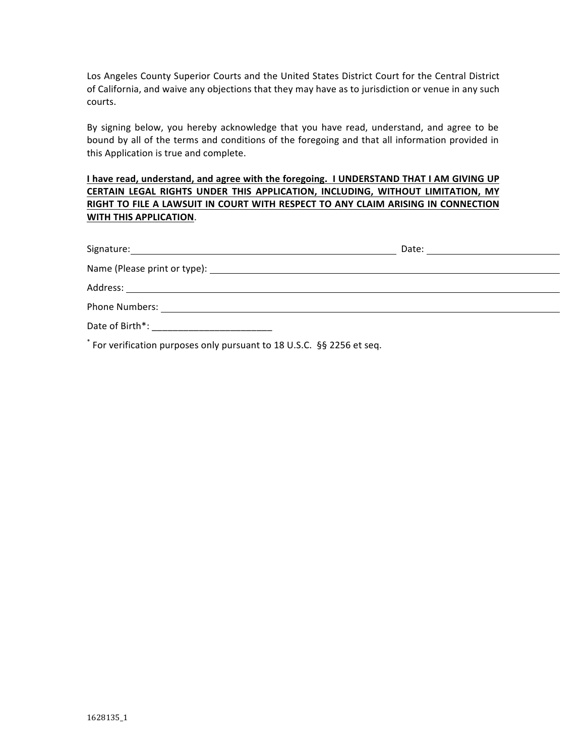Los Angeles County Superior Courts and the United States District Court for the Central District of California, and waive any objections that they may have as to jurisdiction or venue in any such courts.

By signing below, you hereby acknowledge that you have read, understand, and agree to be bound by all of the terms and conditions of the foregoing and that all information provided in this Application is true and complete.

**I have read, understand, and agree with the foregoing. I UNDERSTAND THAT I AM GIVING UP CERTAIN LEGAL RIGHTS UNDER THIS APPLICATION, INCLUDING, WITHOUT LIMITATION, MY RIGHT TO FILE A LAWSUIT IN COURT WITH RESPECT TO ANY CLAIM ARISING IN CONNECTION WITH THIS APPLICATION**.

Signature: ____________________________________________ Date: ______________________

Name (Please print or type): ____________________________________________________________

Address: ___________________________________________________________________________

Phone Numbers: _____________________________________________________________________

Date of Birth*: _______________________

* For verification purposes only pursuant to 18 U.S.C. §§ 2256 et seq.

1628135_1